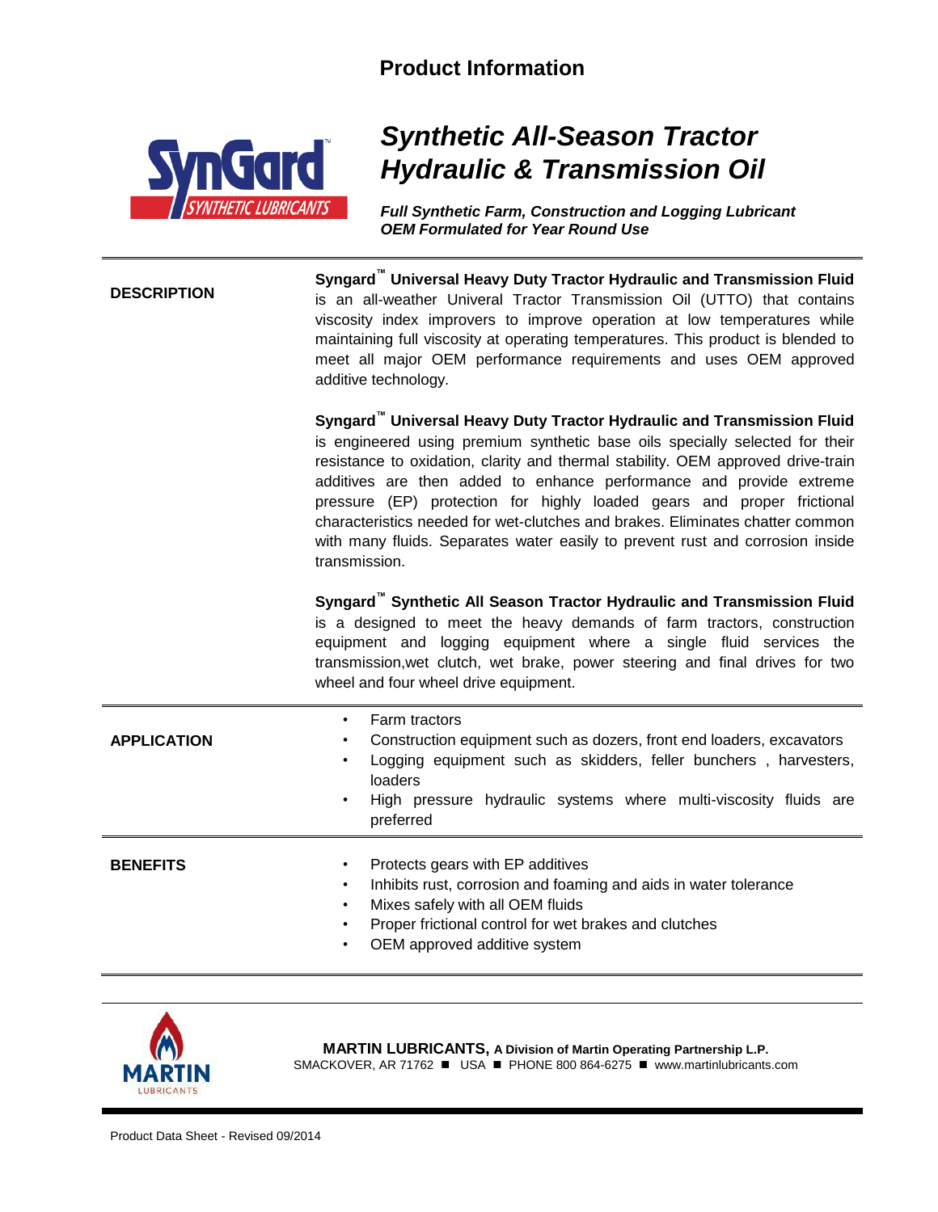# Product Information

## *Synthetic All-Season Tractor Hydraulic & Transmission Oil*

***Full Synthetic Farm, Construction and Logging Lubricant***
***OEM Formulated for Year Round Use***

---

### DESCRIPTION

**Syngard™ Universal Heavy Duty Tractor Hydraulic and Transmission Fluid** is an all-weather Univeral Tractor Transmission Oil (UTTO) that contains viscosity index improvers to improve operation at low temperatures while maintaining full viscosity at operating temperatures. This product is blended to meet all major OEM performance requirements and uses OEM approved additive technology.

**Syngard™ Universal Heavy Duty Tractor Hydraulic and Transmission Fluid** is engineered using premium synthetic base oils specially selected for their resistance to oxidation, clarity and thermal stability. OEM approved drive-train additives are then added to enhance performance and provide extreme pressure (EP) protection for highly loaded gears and proper frictional characteristics needed for wet-clutches and brakes. Eliminates chatter common with many fluids. Separates water easily to prevent rust and corrosion inside transmission.

**Syngard™ Synthetic All Season Tractor Hydraulic and Transmission Fluid** is a designed to meet the heavy demands of farm tractors, construction equipment and logging equipment where a single fluid services the transmission,wet clutch, wet brake, power steering and final drives for two wheel and four wheel drive equipment.

---

### APPLICATION

- Farm tractors
- Construction equipment such as dozers, front end loaders, excavators
- Logging equipment such as skidders, feller bunchers , harvesters, loaders
- High pressure hydraulic systems where multi-viscosity fluids are preferred

---

### BENEFITS

- Protects gears with EP additives
- Inhibits rust, corrosion and foaming and aids in water tolerance
- Mixes safely with all OEM fluids
- Proper frictional control for wet brakes and clutches
- OEM approved additive system

---

**MARTIN LUBRICANTS, A Division of Martin Operating Partnership L.P.**
SMACKOVER, AR 71762 ■ USA ■ PHONE 800 864-6275 ■ www.martinlubricants.com

Product Data Sheet - Revised 09/2014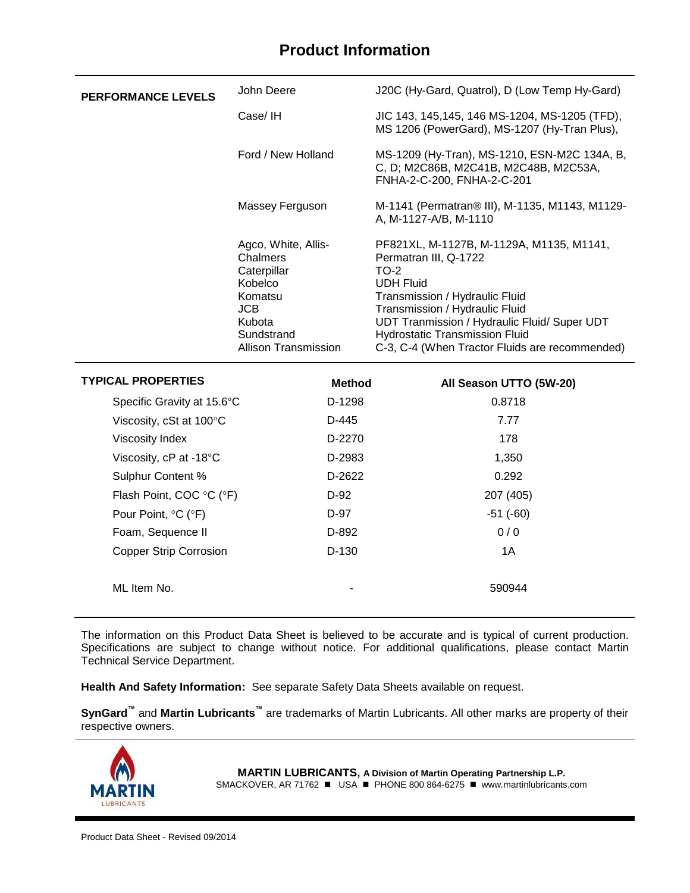# Product Information

| | | |
|---|---|---|
| **PERFORMANCE LEVELS** | John Deere | J20C (Hy-Gard, Quatrol), D (Low Temp Hy-Gard) |
| | Case/ IH | JIC 143, 145,145, 146 MS-1204, MS-1205 (TFD), MS 1206 (PowerGard), MS-1207 (Hy-Tran Plus), |
| | Ford / New Holland | MS-1209 (Hy-Tran), MS-1210, ESN-M2C 134A, B, C, D; M2C86B, M2C41B, M2C48B, M2C53A, FNHA-2-C-200, FNHA-2-C-201 |
| | Massey Ferguson | M-1141 (Permatran® III), M-1135, M1143, M1129-A, M-1127-A/B, M-1110 |
| | Agco, White, Allis-Chalmers | PF821XL, M-1127B, M-1129A, M1135, M1141, Permatran III, Q-1722 |
| | Caterpillar | TO-2 |
| | Kobelco | UDH Fluid |
| | Komatsu | Transmission / Hydraulic Fluid |
| | JCB | Transmission / Hydraulic Fluid |
| | Kubota | UDT Tranmission / Hydraulic Fluid/ Super UDT |
| | Sundstrand | Hydrostatic Transmission Fluid |
| | Allison Transmission | C-3, C-4 (When Tractor Fluids are recommended) |

| **TYPICAL PROPERTIES** | **Method** | **All Season UTTO (5W-20)** |
|---|---|---|
| Specific Gravity at 15.6°C | D-1298 | 0.8718 |
| Viscosity, cSt at 100°C | D-445 | 7.77 |
| Viscosity Index | D-2270 | 178 |
| Viscosity, cP at -18°C | D-2983 | 1,350 |
| Sulphur Content % | D-2622 | 0.292 |
| Flash Point, COC °C (°F) | D-92 | 207 (405) |
| Pour Point, °C (°F) | D-97 | -51 (-60) |
| Foam, Sequence II | D-892 | 0 / 0 |
| Copper Strip Corrosion | D-130 | 1A |
| ML Item No. | - | 590944 |

The information on this Product Data Sheet is believed to be accurate and is typical of current production. Specifications are subject to change without notice. For additional qualifications, please contact Martin Technical Service Department.

**Health And Safety Information:** See separate Safety Data Sheets available on request.

**SynGard™** and **Martin Lubricants™** are trademarks of Martin Lubricants. All other marks are property of their respective owners.

MARTIN LUBRICANTS

**MARTIN LUBRICANTS, A Division of Martin Operating Partnership L.P.**
SMACKOVER, AR 71762 ■ USA ■ PHONE 800 864-6275 ■ www.martinlubricants.com

Product Data Sheet - Revised 09/2014